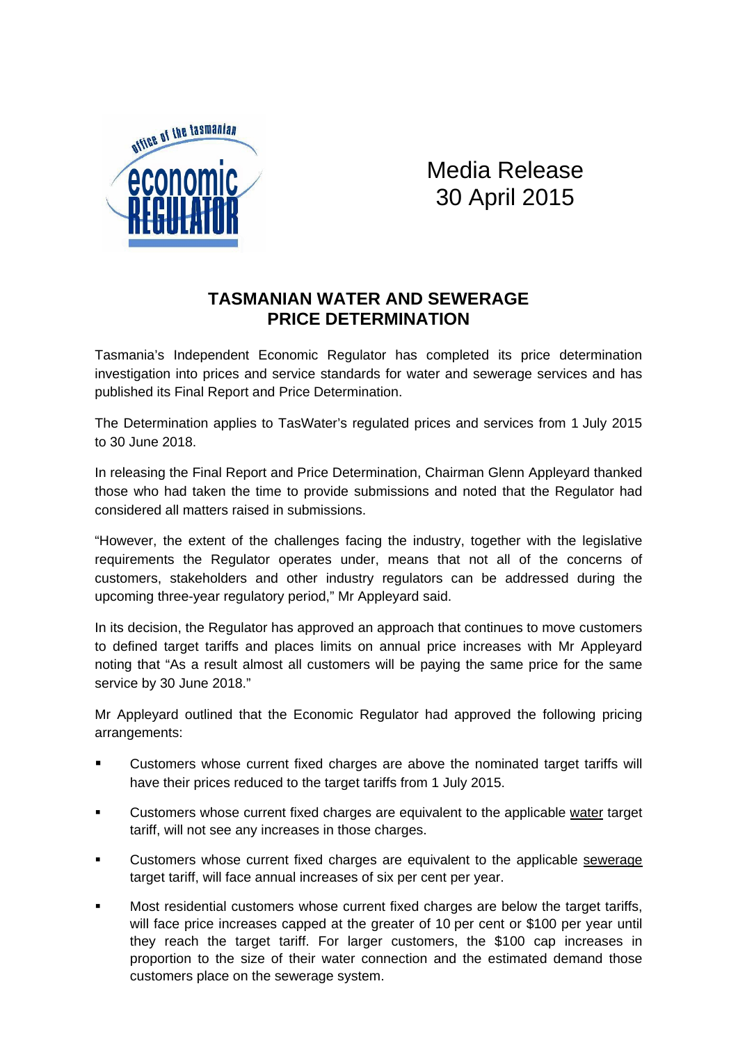Media Release
30 April 2015

## TASMANIAN WATER AND SEWERAGE PRICE DETERMINATION

Tasmania's Independent Economic Regulator has completed its price determination investigation into prices and service standards for water and sewerage services and has published its Final Report and Price Determination.

The Determination applies to TasWater's regulated prices and services from 1 July 2015 to 30 June 2018.

In releasing the Final Report and Price Determination, Chairman Glenn Appleyard thanked those who had taken the time to provide submissions and noted that the Regulator had considered all matters raised in submissions.

"However, the extent of the challenges facing the industry, together with the legislative requirements the Regulator operates under, means that not all of the concerns of customers, stakeholders and other industry regulators can be addressed during the upcoming three-year regulatory period," Mr Appleyard said.

In its decision, the Regulator has approved an approach that continues to move customers to defined target tariffs and places limits on annual price increases with Mr Appleyard noting that "As a result almost all customers will be paying the same price for the same service by 30 June 2018."

Mr Appleyard outlined that the Economic Regulator had approved the following pricing arrangements:

- Customers whose current fixed charges are above the nominated target tariffs will have their prices reduced to the target tariffs from 1 July 2015.
- Customers whose current fixed charges are equivalent to the applicable water target tariff, will not see any increases in those charges.
- Customers whose current fixed charges are equivalent to the applicable sewerage target tariff, will face annual increases of six per cent per year.
- Most residential customers whose current fixed charges are below the target tariffs, will face price increases capped at the greater of 10 per cent or $100 per year until they reach the target tariff. For larger customers, the $100 cap increases in proportion to the size of their water connection and the estimated demand those customers place on the sewerage system.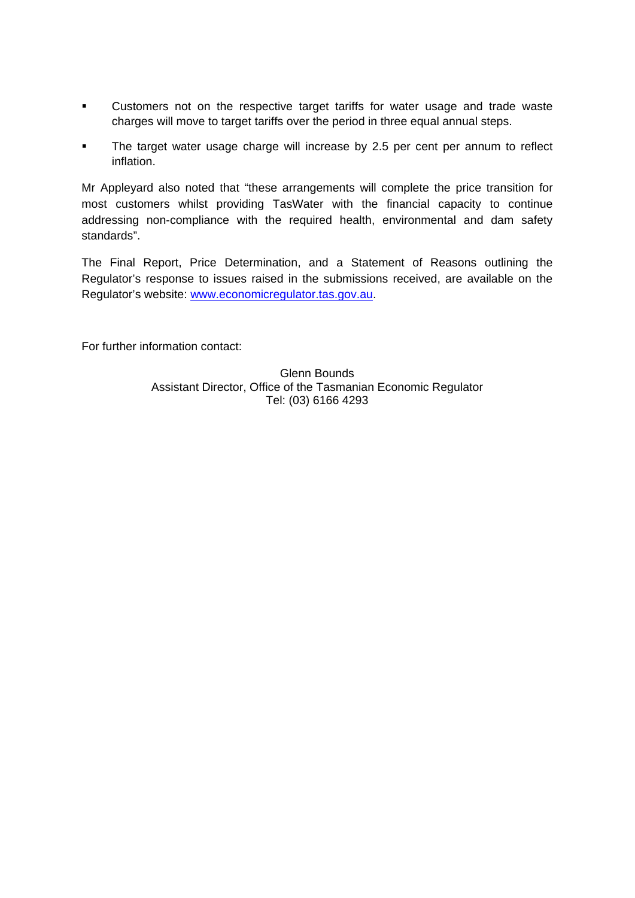- Customers not on the respective target tariffs for water usage and trade waste charges will move to target tariffs over the period in three equal annual steps.
- The target water usage charge will increase by 2.5 per cent per annum to reflect inflation.

Mr Appleyard also noted that "these arrangements will complete the price transition for most customers whilst providing TasWater with the financial capacity to continue addressing non-compliance with the required health, environmental and dam safety standards".

The Final Report, Price Determination, and a Statement of Reasons outlining the Regulator's response to issues raised in the submissions received, are available on the Regulator's website: www.economicregulator.tas.gov.au.

For further information contact:

Glenn Bounds
Assistant Director, Office of the Tasmanian Economic Regulator
Tel: (03) 6166 4293